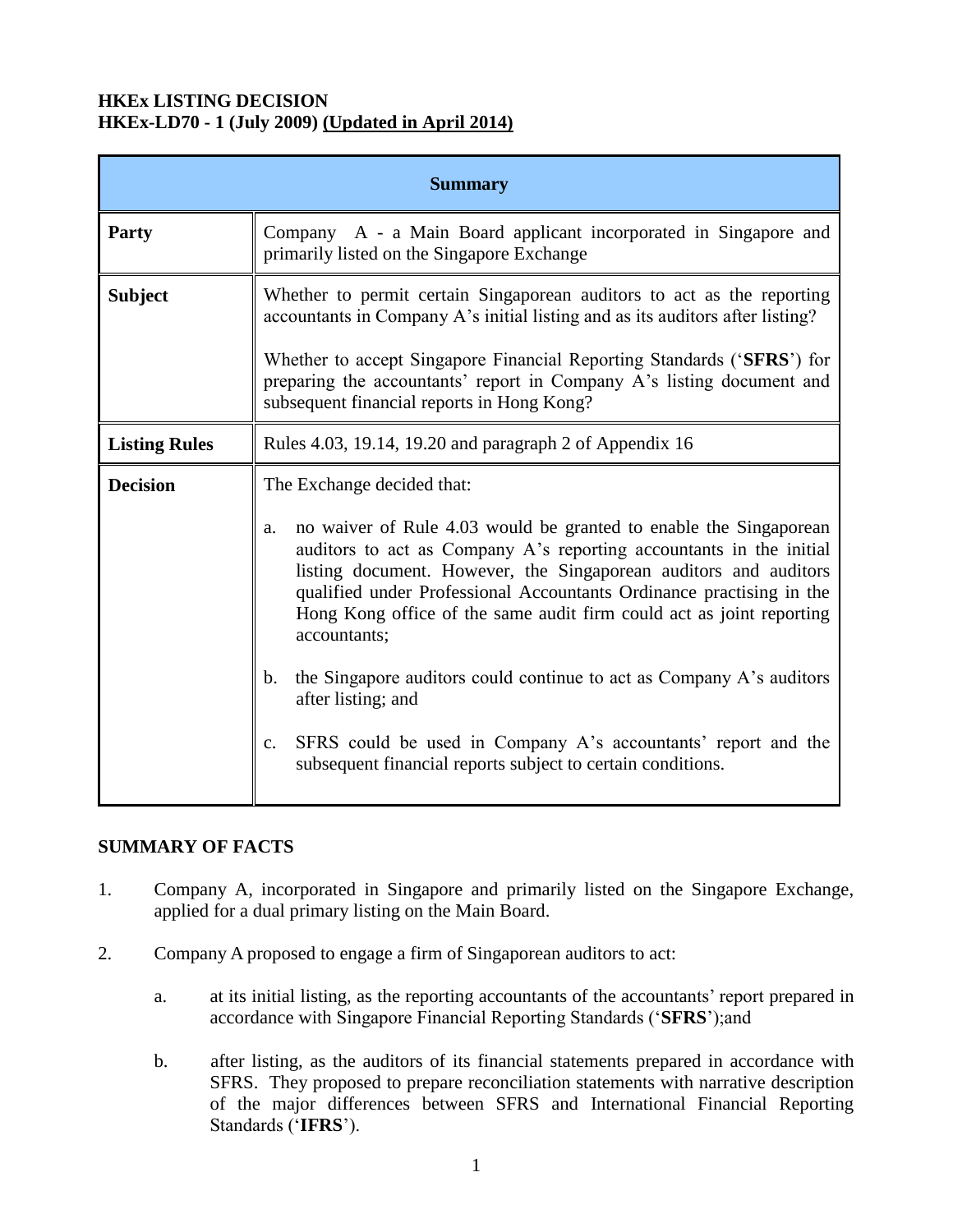**HKEx LISTING DECISION**
**HKEx-LD70 - 1 (July 2009) <u>(Updated in April 2014)</u>**

| **Summary** | |
|---|---|
| **Party** | Company A - a Main Board applicant incorporated in Singapore and primarily listed on the Singapore Exchange |
| **Subject** | Whether to permit certain Singaporean auditors to act as the reporting accountants in Company A's initial listing and as its auditors after listing?<br><br>Whether to accept Singapore Financial Reporting Standards ('**SFRS**') for preparing the accountants' report in Company A's listing document and subsequent financial reports in Hong Kong? |
| **Listing Rules** | Rules 4.03, 19.14, 19.20 and paragraph 2 of Appendix 16 |
| **Decision** | The Exchange decided that:<br><br>a. no waiver of Rule 4.03 would be granted to enable the Singaporean auditors to act as Company A's reporting accountants in the initial listing document. However, the Singaporean auditors and auditors qualified under Professional Accountants Ordinance practising in the Hong Kong office of the same audit firm could act as joint reporting accountants;<br><br>b. the Singapore auditors could continue to act as Company A's auditors after listing; and<br><br>c. SFRS could be used in Company A's accountants' report and the subsequent financial reports subject to certain conditions. |

## SUMMARY OF FACTS

1. Company A, incorporated in Singapore and primarily listed on the Singapore Exchange, applied for a dual primary listing on the Main Board.

2. Company A proposed to engage a firm of Singaporean auditors to act:

   a. at its initial listing, as the reporting accountants of the accountants' report prepared in accordance with Singapore Financial Reporting Standards ('**SFRS**');and

   b. after listing, as the auditors of its financial statements prepared in accordance with SFRS. They proposed to prepare reconciliation statements with narrative description of the major differences between SFRS and International Financial Reporting Standards ('**IFRS**').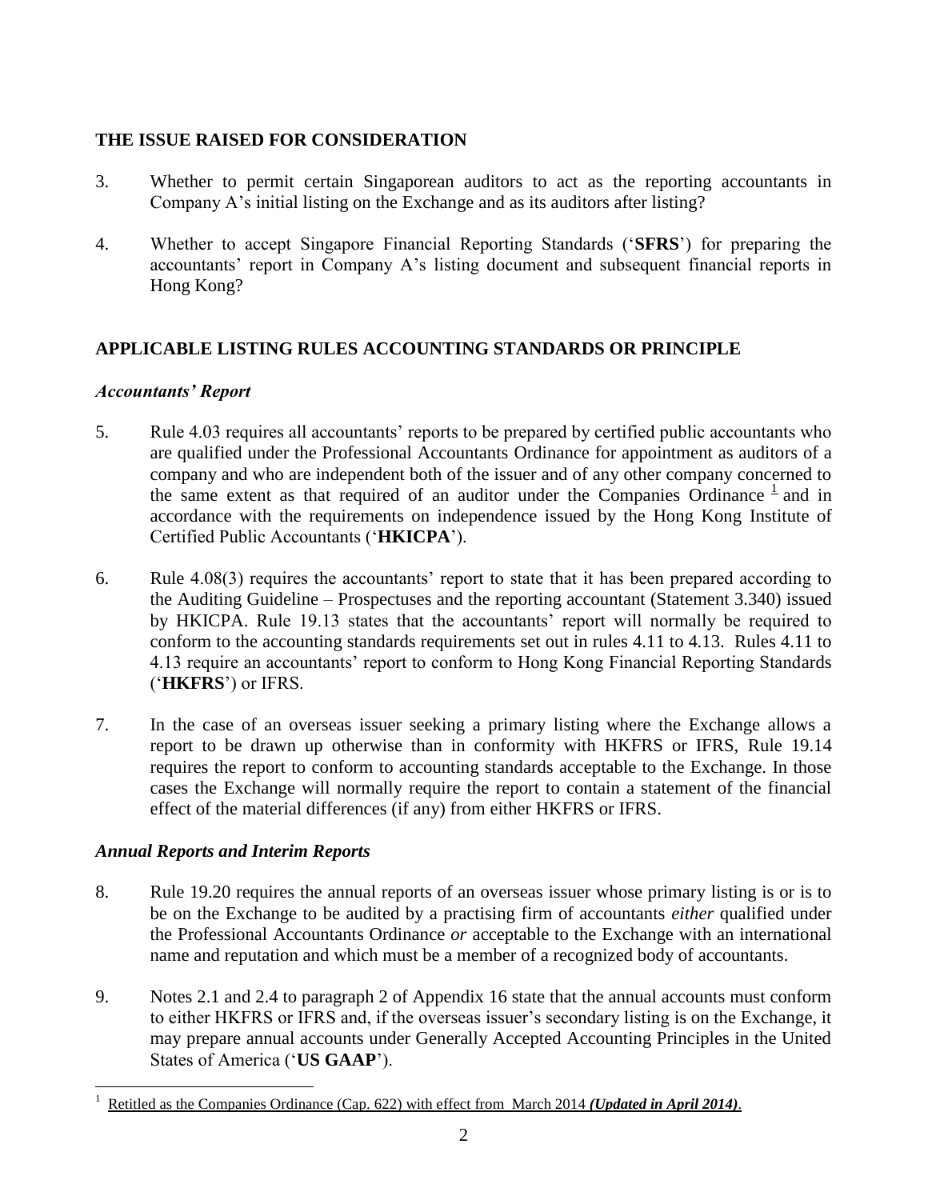## THE ISSUE RAISED FOR CONSIDERATION

3. Whether to permit certain Singaporean auditors to act as the reporting accountants in Company A's initial listing on the Exchange and as its auditors after listing?

4. Whether to accept Singapore Financial Reporting Standards ('**SFRS**') for preparing the accountants' report in Company A's listing document and subsequent financial reports in Hong Kong?

## APPLICABLE LISTING RULES ACCOUNTING STANDARDS OR PRINCIPLE

### *Accountants' Report*

5. Rule 4.03 requires all accountants' reports to be prepared by certified public accountants who are qualified under the Professional Accountants Ordinance for appointment as auditors of a company and who are independent both of the issuer and of any other company concerned to the same extent as that required of an auditor under the Companies Ordinance [1] and in accordance with the requirements on independence issued by the Hong Kong Institute of Certified Public Accountants ('**HKICPA**').

6. Rule 4.08(3) requires the accountants' report to state that it has been prepared according to the Auditing Guideline – Prospectuses and the reporting accountant (Statement 3.340) issued by HKICPA. Rule 19.13 states that the accountants' report will normally be required to conform to the accounting standards requirements set out in rules 4.11 to 4.13. Rules 4.11 to 4.13 require an accountants' report to conform to Hong Kong Financial Reporting Standards ('**HKFRS**') or IFRS.

7. In the case of an overseas issuer seeking a primary listing where the Exchange allows a report to be drawn up otherwise than in conformity with HKFRS or IFRS, Rule 19.14 requires the report to conform to accounting standards acceptable to the Exchange. In those cases the Exchange will normally require the report to contain a statement of the financial effect of the material differences (if any) from either HKFRS or IFRS.

### *Annual Reports and Interim Reports*

8. Rule 19.20 requires the annual reports of an overseas issuer whose primary listing is or is to be on the Exchange to be audited by a practising firm of accountants *either* qualified under the Professional Accountants Ordinance *or* acceptable to the Exchange with an international name and reputation and which must be a member of a recognized body of accountants.

9. Notes 2.1 and 2.4 to paragraph 2 of Appendix 16 state that the annual accounts must conform to either HKFRS or IFRS and, if the overseas issuer's secondary listing is on the Exchange, it may prepare annual accounts under Generally Accepted Accounting Principles in the United States of America ('**US GAAP**').

---

[1] Retitled as the Companies Ordinance (Cap. 622) with effect from March 2014 ***(Updated in April 2014)***.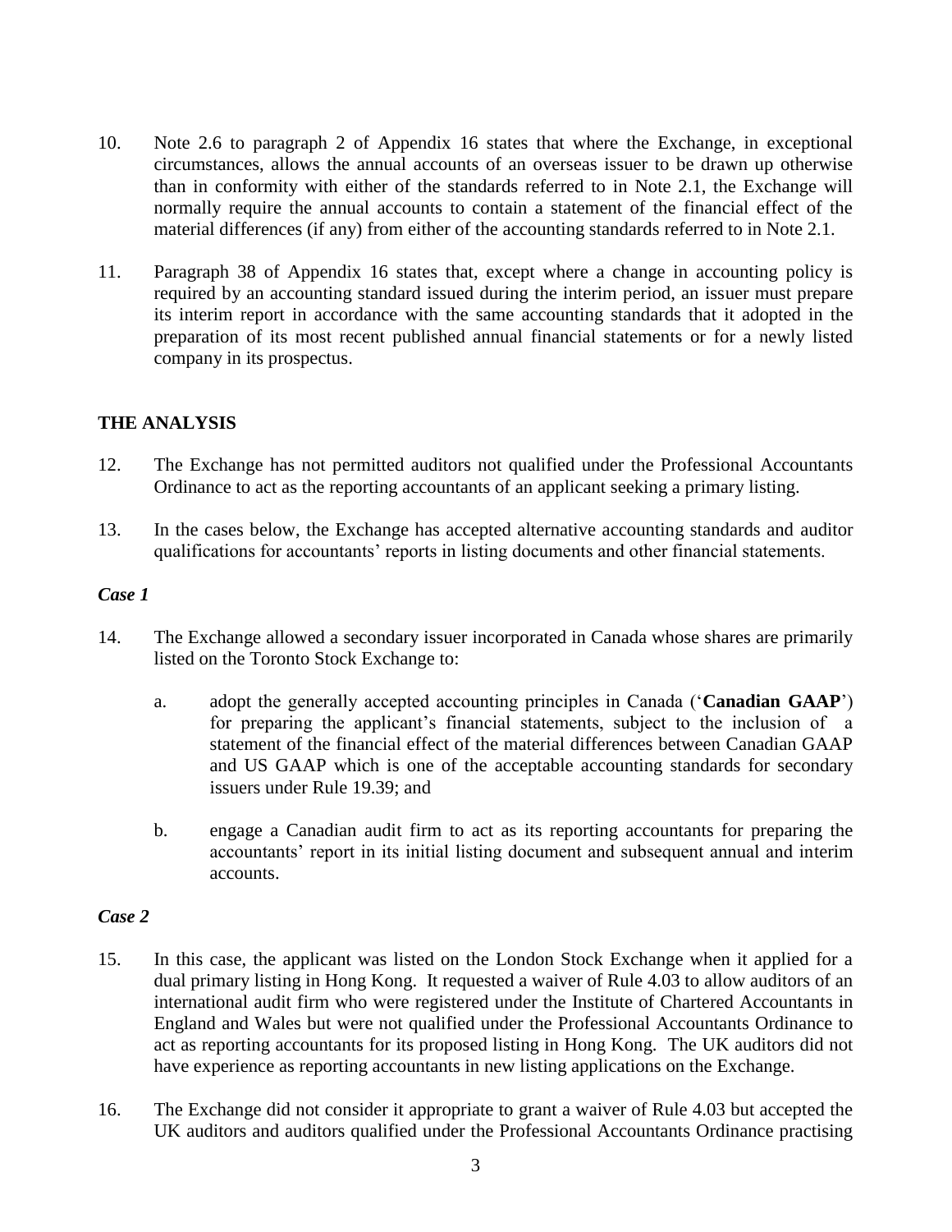10. Note 2.6 to paragraph 2 of Appendix 16 states that where the Exchange, in exceptional circumstances, allows the annual accounts of an overseas issuer to be drawn up otherwise than in conformity with either of the standards referred to in Note 2.1, the Exchange will normally require the annual accounts to contain a statement of the financial effect of the material differences (if any) from either of the accounting standards referred to in Note 2.1.

11. Paragraph 38 of Appendix 16 states that, except where a change in accounting policy is required by an accounting standard issued during the interim period, an issuer must prepare its interim report in accordance with the same accounting standards that it adopted in the preparation of its most recent published annual financial statements or for a newly listed company in its prospectus.

## THE ANALYSIS

12. The Exchange has not permitted auditors not qualified under the Professional Accountants Ordinance to act as the reporting accountants of an applicant seeking a primary listing.

13. In the cases below, the Exchange has accepted alternative accounting standards and auditor qualifications for accountants' reports in listing documents and other financial statements.

### *Case 1*

14. The Exchange allowed a secondary issuer incorporated in Canada whose shares are primarily listed on the Toronto Stock Exchange to:

    a. adopt the generally accepted accounting principles in Canada ('**Canadian GAAP**') for preparing the applicant's financial statements, subject to the inclusion of a statement of the financial effect of the material differences between Canadian GAAP and US GAAP which is one of the acceptable accounting standards for secondary issuers under Rule 19.39; and

    b. engage a Canadian audit firm to act as its reporting accountants for preparing the accountants' report in its initial listing document and subsequent annual and interim accounts.

### *Case 2*

15. In this case, the applicant was listed on the London Stock Exchange when it applied for a dual primary listing in Hong Kong. It requested a waiver of Rule 4.03 to allow auditors of an international audit firm who were registered under the Institute of Chartered Accountants in England and Wales but were not qualified under the Professional Accountants Ordinance to act as reporting accountants for its proposed listing in Hong Kong. The UK auditors did not have experience as reporting accountants in new listing applications on the Exchange.

16. The Exchange did not consider it appropriate to grant a waiver of Rule 4.03 but accepted the UK auditors and auditors qualified under the Professional Accountants Ordinance practising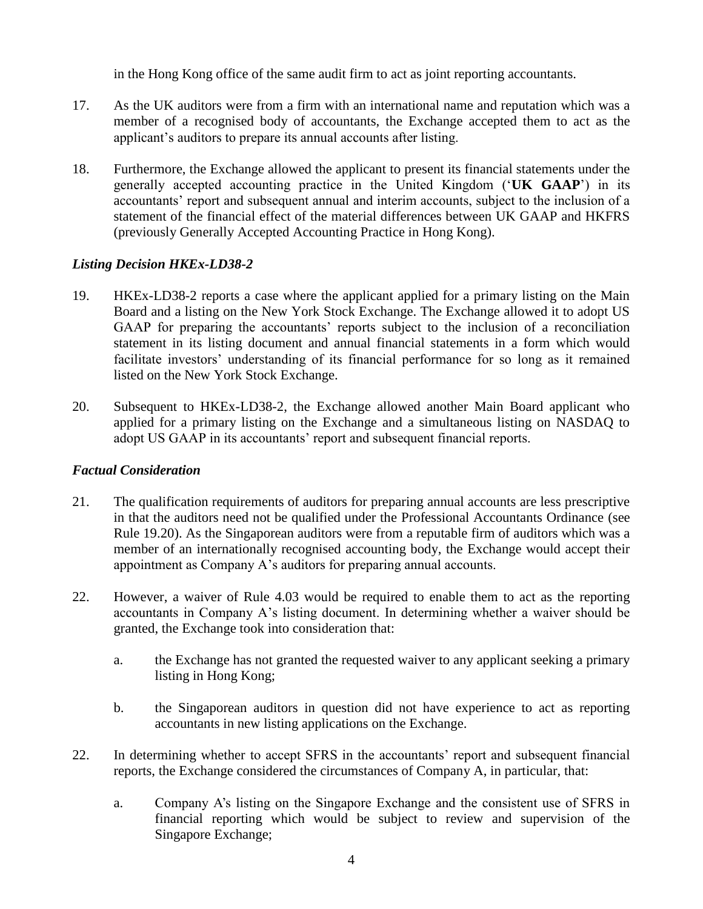in the Hong Kong office of the same audit firm to act as joint reporting accountants.

17. As the UK auditors were from a firm with an international name and reputation which was a member of a recognised body of accountants, the Exchange accepted them to act as the applicant's auditors to prepare its annual accounts after listing.

18. Furthermore, the Exchange allowed the applicant to present its financial statements under the generally accepted accounting practice in the United Kingdom ('**UK GAAP**') in its accountants' report and subsequent annual and interim accounts, subject to the inclusion of a statement of the financial effect of the material differences between UK GAAP and HKFRS (previously Generally Accepted Accounting Practice in Hong Kong).

### *Listing Decision HKEx-LD38-2*

19. HKEx-LD38-2 reports a case where the applicant applied for a primary listing on the Main Board and a listing on the New York Stock Exchange. The Exchange allowed it to adopt US GAAP for preparing the accountants' reports subject to the inclusion of a reconciliation statement in its listing document and annual financial statements in a form which would facilitate investors' understanding of its financial performance for so long as it remained listed on the New York Stock Exchange.

20. Subsequent to HKEx-LD38-2, the Exchange allowed another Main Board applicant who applied for a primary listing on the Exchange and a simultaneous listing on NASDAQ to adopt US GAAP in its accountants' report and subsequent financial reports.

### *Factual Consideration*

21. The qualification requirements of auditors for preparing annual accounts are less prescriptive in that the auditors need not be qualified under the Professional Accountants Ordinance (see Rule 19.20). As the Singaporean auditors were from a reputable firm of auditors which was a member of an internationally recognised accounting body, the Exchange would accept their appointment as Company A's auditors for preparing annual accounts.

22. However, a waiver of Rule 4.03 would be required to enable them to act as the reporting accountants in Company A's listing document. In determining whether a waiver should be granted, the Exchange took into consideration that:

    a. the Exchange has not granted the requested waiver to any applicant seeking a primary listing in Hong Kong;

    b. the Singaporean auditors in question did not have experience to act as reporting accountants in new listing applications on the Exchange.

22. In determining whether to accept SFRS in the accountants' report and subsequent financial reports, the Exchange considered the circumstances of Company A, in particular, that:

    a. Company A's listing on the Singapore Exchange and the consistent use of SFRS in financial reporting which would be subject to review and supervision of the Singapore Exchange;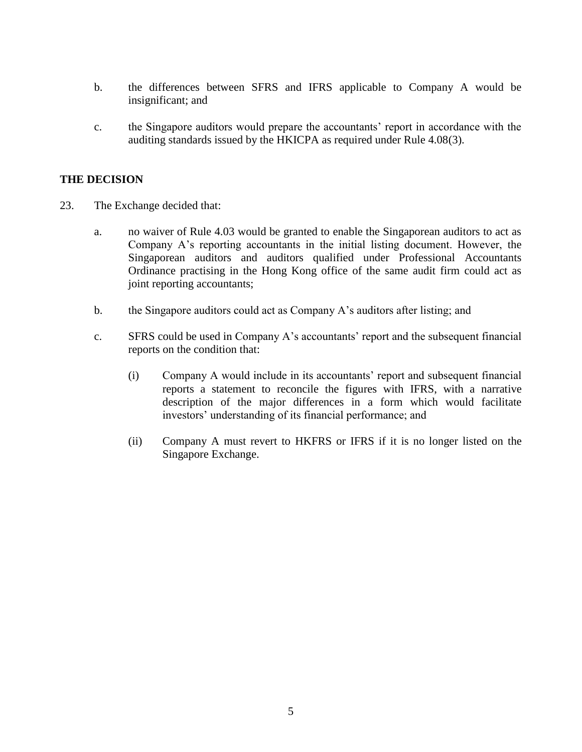b. the differences between SFRS and IFRS applicable to Company A would be insignificant; and

c. the Singapore auditors would prepare the accountants' report in accordance with the auditing standards issued by the HKICPA as required under Rule 4.08(3).

## THE DECISION

23. The Exchange decided that:

 a. no waiver of Rule 4.03 would be granted to enable the Singaporean auditors to act as Company A's reporting accountants in the initial listing document. However, the Singaporean auditors and auditors qualified under Professional Accountants Ordinance practising in the Hong Kong office of the same audit firm could act as joint reporting accountants;

 b. the Singapore auditors could act as Company A's auditors after listing; and

 c. SFRS could be used in Company A's accountants' report and the subsequent financial reports on the condition that:

  (i) Company A would include in its accountants' report and subsequent financial reports a statement to reconcile the figures with IFRS, with a narrative description of the major differences in a form which would facilitate investors' understanding of its financial performance; and

  (ii) Company A must revert to HKFRS or IFRS if it is no longer listed on the Singapore Exchange.